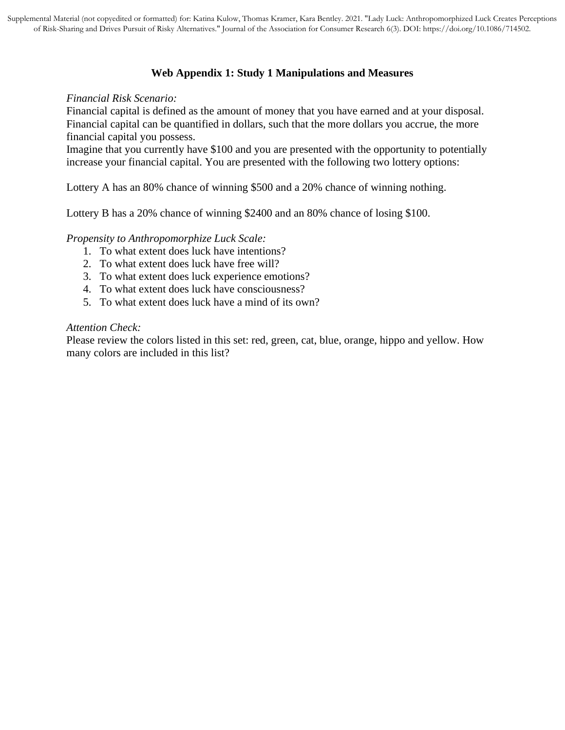## Web Appendix 1: Study 1 Manipulations and Measures

*Financial Risk Scenario:*

Financial capital is defined as the amount of money that you have earned and at your disposal. Financial capital can be quantified in dollars, such that the more dollars you accrue, the more financial capital you possess.

Imagine that you currently have $100 and you are presented with the opportunity to potentially increase your financial capital. You are presented with the following two lottery options:

Lottery A has an 80% chance of winning $500 and a 20% chance of winning nothing.

Lottery B has a 20% chance of winning $2400 and an 80% chance of losing $100.

*Propensity to Anthropomorphize Luck Scale:*

1. To what extent does luck have intentions?
2. To what extent does luck have free will?
3. To what extent does luck experience emotions?
4. To what extent does luck have consciousness?
5. To what extent does luck have a mind of its own?

*Attention Check:*

Please review the colors listed in this set: red, green, cat, blue, orange, hippo and yellow. How many colors are included in this list?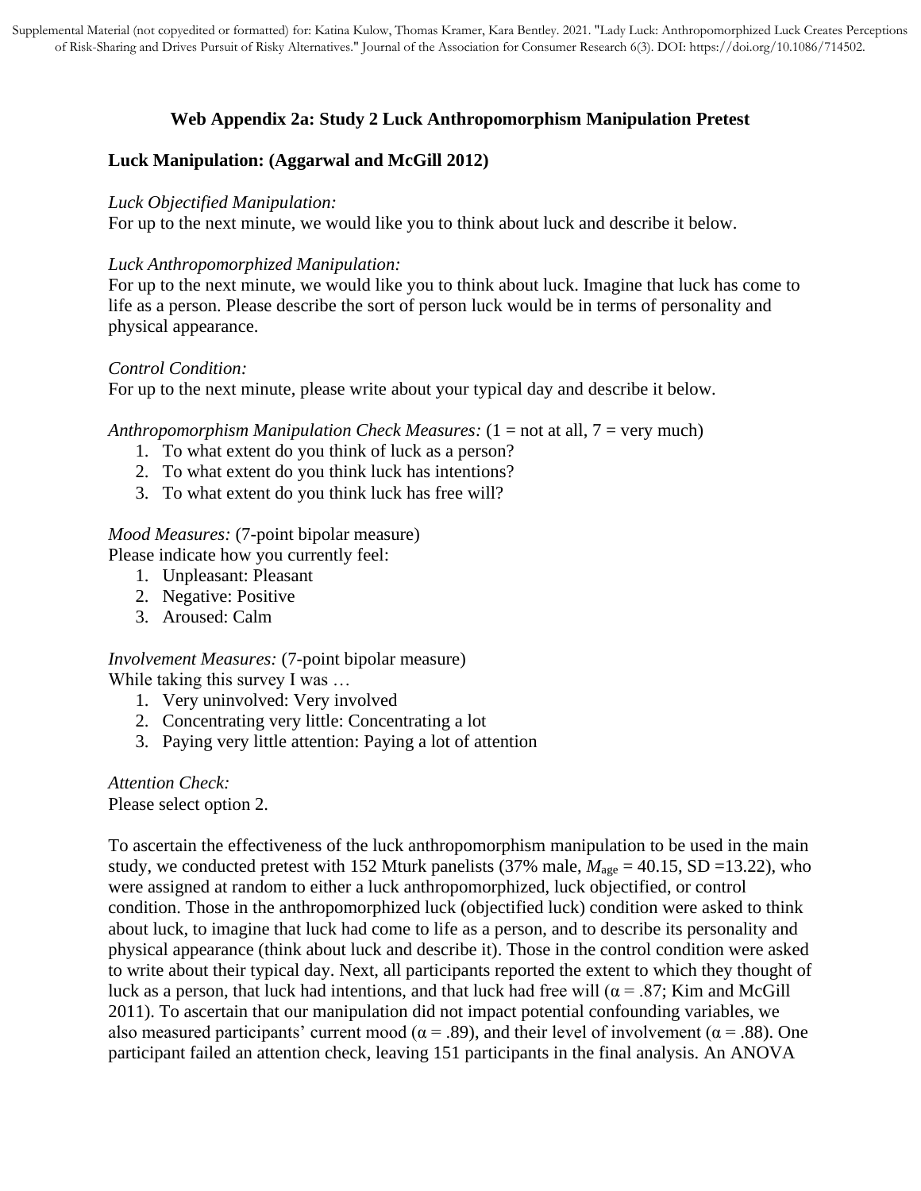## Web Appendix 2a: Study 2 Luck Anthropomorphism Manipulation Pretest

### Luck Manipulation: (Aggarwal and McGill 2012)

*Luck Objectified Manipulation:*
For up to the next minute, we would like you to think about luck and describe it below.

*Luck Anthropomorphized Manipulation:*
For up to the next minute, we would like you to think about luck. Imagine that luck has come to life as a person. Please describe the sort of person luck would be in terms of personality and physical appearance.

*Control Condition:*
For up to the next minute, please write about your typical day and describe it below.

*Anthropomorphism Manipulation Check Measures:* (1 = not at all, 7 = very much)

1. To what extent do you think of luck as a person?
2. To what extent do you think luck has intentions?
3. To what extent do you think luck has free will?

*Mood Measures:* (7-point bipolar measure)
Please indicate how you currently feel:

1. Unpleasant: Pleasant
2. Negative: Positive
3. Aroused: Calm

*Involvement Measures:* (7-point bipolar measure)
While taking this survey I was …

1. Very uninvolved: Very involved
2. Concentrating very little: Concentrating a lot
3. Paying very little attention: Paying a lot of attention

*Attention Check:*
Please select option 2.

To ascertain the effectiveness of the luck anthropomorphism manipulation to be used in the main study, we conducted pretest with 152 Mturk panelists (37% male, $M_{age}$ = 40.15, SD =13.22), who were assigned at random to either a luck anthropomorphized, luck objectified, or control condition. Those in the anthropomorphized luck (objectified luck) condition were asked to think about luck, to imagine that luck had come to life as a person, and to describe its personality and physical appearance (think about luck and describe it). Those in the control condition were asked to write about their typical day. Next, all participants reported the extent to which they thought of luck as a person, that luck had intentions, and that luck had free will ($\alpha$ = .87; Kim and McGill 2011). To ascertain that our manipulation did not impact potential confounding variables, we also measured participants' current mood ($\alpha$ = .89), and their level of involvement ($\alpha$ = .88). One participant failed an attention check, leaving 151 participants in the final analysis. An ANOVA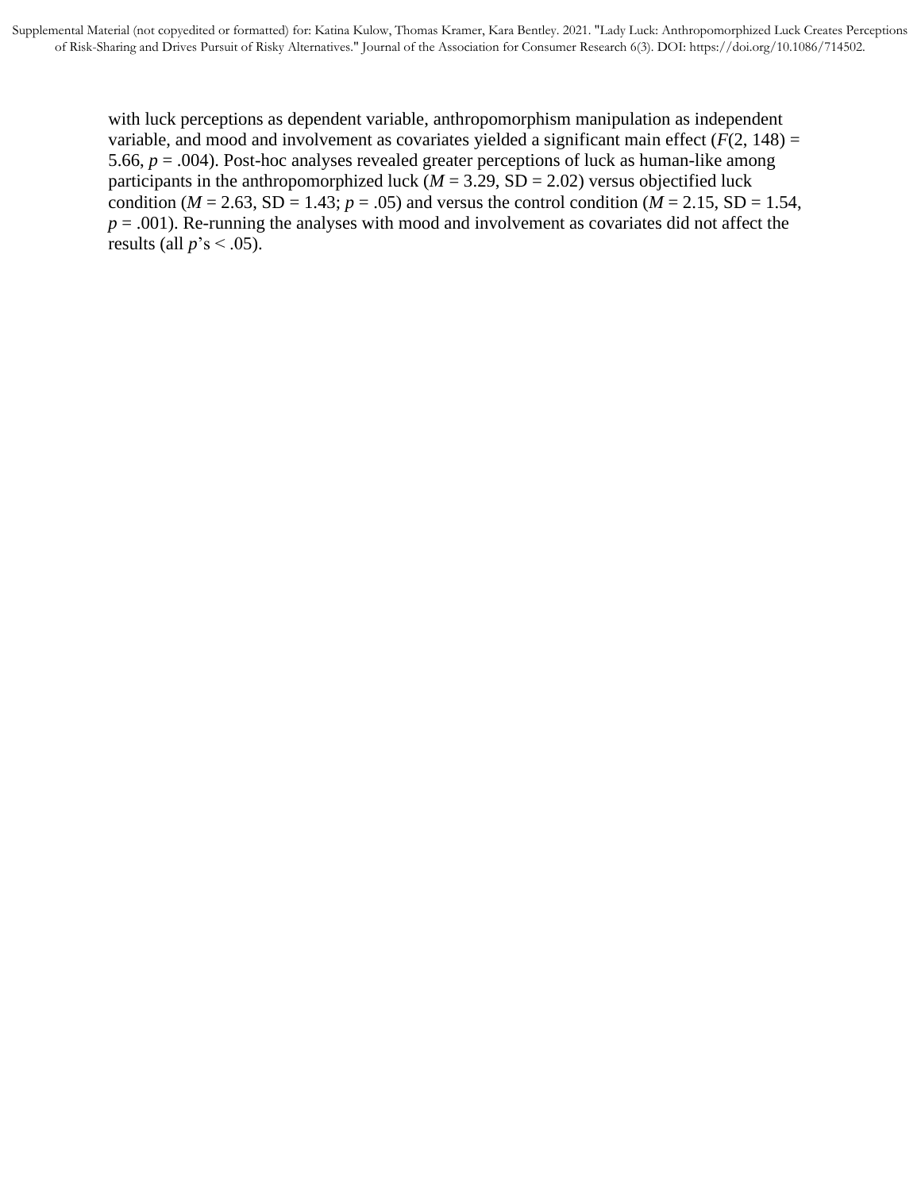with luck perceptions as dependent variable, anthropomorphism manipulation as independent variable, and mood and involvement as covariates yielded a significant main effect ($F(2, 148) = 5.66$, $p = .004$). Post-hoc analyses revealed greater perceptions of luck as human-like among participants in the anthropomorphized luck ($M = 3.29$, SD = 2.02) versus objectified luck condition ($M = 2.63$, SD = 1.43; $p = .05$) and versus the control condition ($M = 2.15$, SD = 1.54, $p = .001$). Re-running the analyses with mood and involvement as covariates did not affect the results (all $p$'s $< .05$).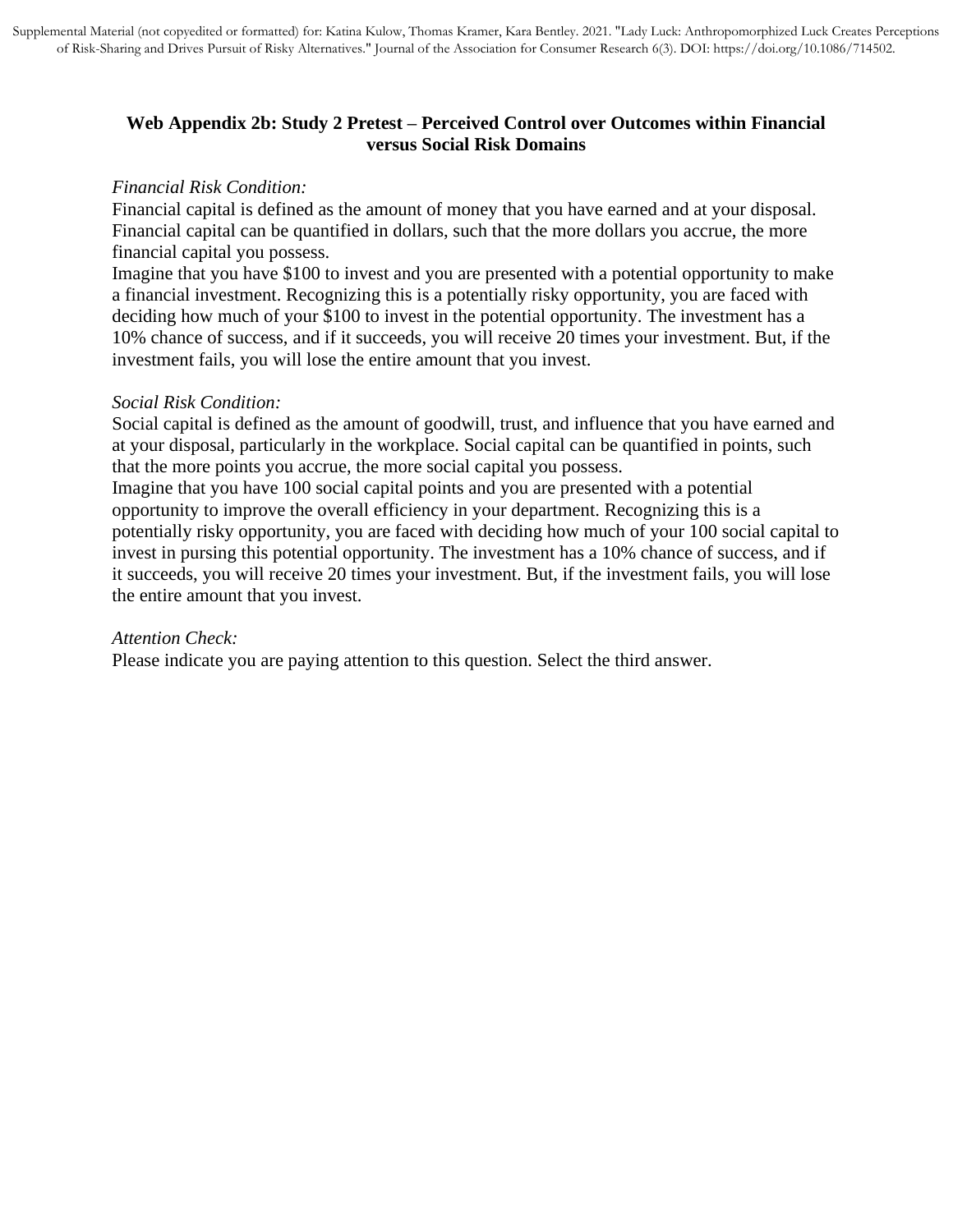**Web Appendix 2b: Study 2 Pretest – Perceived Control over Outcomes within Financial versus Social Risk Domains**

*Financial Risk Condition:*

Financial capital is defined as the amount of money that you have earned and at your disposal. Financial capital can be quantified in dollars, such that the more dollars you accrue, the more financial capital you possess.

Imagine that you have $100 to invest and you are presented with a potential opportunity to make a financial investment. Recognizing this is a potentially risky opportunity, you are faced with deciding how much of your $100 to invest in the potential opportunity. The investment has a 10% chance of success, and if it succeeds, you will receive 20 times your investment. But, if the investment fails, you will lose the entire amount that you invest.

*Social Risk Condition:*

Social capital is defined as the amount of goodwill, trust, and influence that you have earned and at your disposal, particularly in the workplace. Social capital can be quantified in points, such that the more points you accrue, the more social capital you possess.

Imagine that you have 100 social capital points and you are presented with a potential opportunity to improve the overall efficiency in your department. Recognizing this is a potentially risky opportunity, you are faced with deciding how much of your 100 social capital to invest in pursing this potential opportunity. The investment has a 10% chance of success, and if it succeeds, you will receive 20 times your investment. But, if the investment fails, you will lose the entire amount that you invest.

*Attention Check:*

Please indicate you are paying attention to this question. Select the third answer.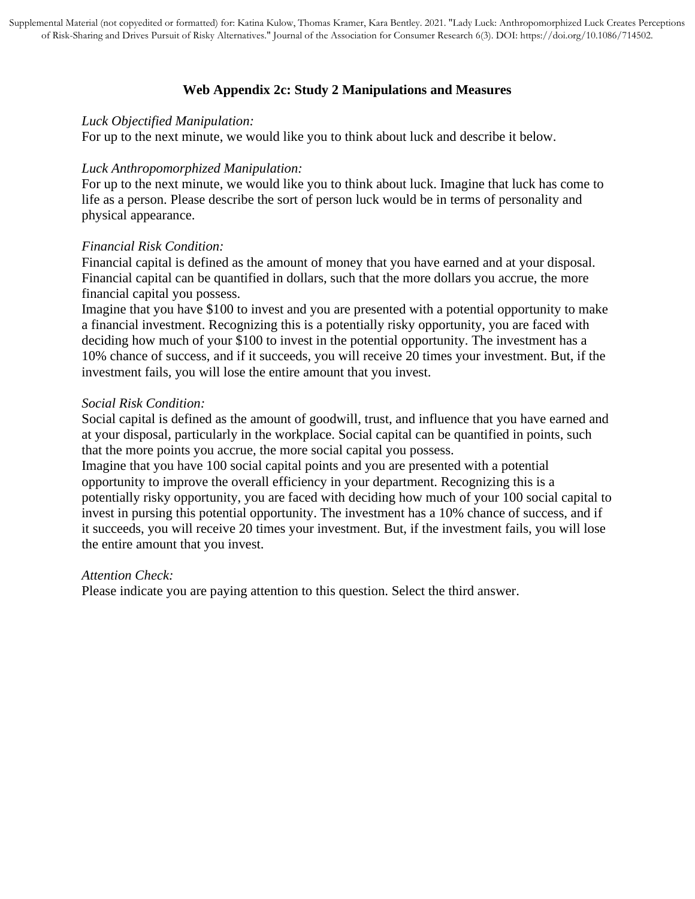### Web Appendix 2c: Study 2 Manipulations and Measures

*Luck Objectified Manipulation:*
For up to the next minute, we would like you to think about luck and describe it below.

*Luck Anthropomorphized Manipulation:*
For up to the next minute, we would like you to think about luck. Imagine that luck has come to life as a person. Please describe the sort of person luck would be in terms of personality and physical appearance.

*Financial Risk Condition:*
Financial capital is defined as the amount of money that you have earned and at your disposal. Financial capital can be quantified in dollars, such that the more dollars you accrue, the more financial capital you possess.
Imagine that you have $100 to invest and you are presented with a potential opportunity to make a financial investment. Recognizing this is a potentially risky opportunity, you are faced with deciding how much of your $100 to invest in the potential opportunity. The investment has a 10% chance of success, and if it succeeds, you will receive 20 times your investment. But, if the investment fails, you will lose the entire amount that you invest.

*Social Risk Condition:*
Social capital is defined as the amount of goodwill, trust, and influence that you have earned and at your disposal, particularly in the workplace. Social capital can be quantified in points, such that the more points you accrue, the more social capital you possess.
Imagine that you have 100 social capital points and you are presented with a potential opportunity to improve the overall efficiency in your department. Recognizing this is a potentially risky opportunity, you are faced with deciding how much of your 100 social capital to invest in pursing this potential opportunity. The investment has a 10% chance of success, and if it succeeds, you will receive 20 times your investment. But, if the investment fails, you will lose the entire amount that you invest.

*Attention Check:*
Please indicate you are paying attention to this question. Select the third answer.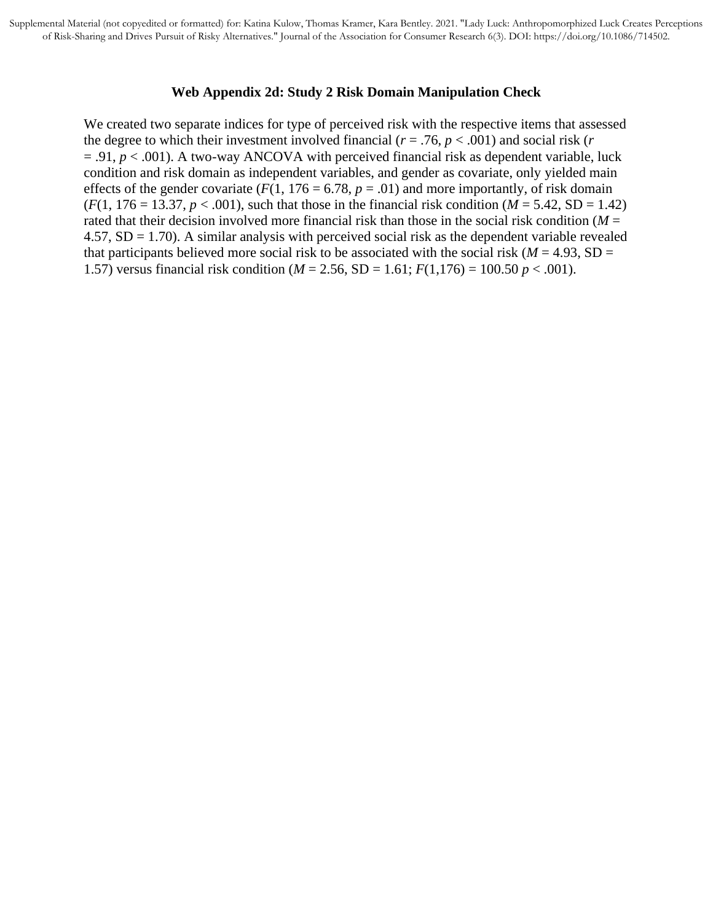### Web Appendix 2d: Study 2 Risk Domain Manipulation Check

We created two separate indices for type of perceived risk with the respective items that assessed the degree to which their investment involved financial ($r = .76$, $p < .001$) and social risk ($r = .91$, $p < .001$). A two-way ANCOVA with perceived financial risk as dependent variable, luck condition and risk domain as independent variables, and gender as covariate, only yielded main effects of the gender covariate ($F(1, 176 = 6.78$, $p = .01$) and more importantly, of risk domain ($F(1, 176 = 13.37$, $p < .001$), such that those in the financial risk condition ($M = 5.42$, SD = 1.42) rated that their decision involved more financial risk than those in the social risk condition ($M = 4.57$, SD = 1.70). A similar analysis with perceived social risk as the dependent variable revealed that participants believed more social risk to be associated with the social risk ($M = 4.93$, SD = 1.57) versus financial risk condition ($M = 2.56$, SD = 1.61; $F(1,176) = 100.50$ $p < .001$).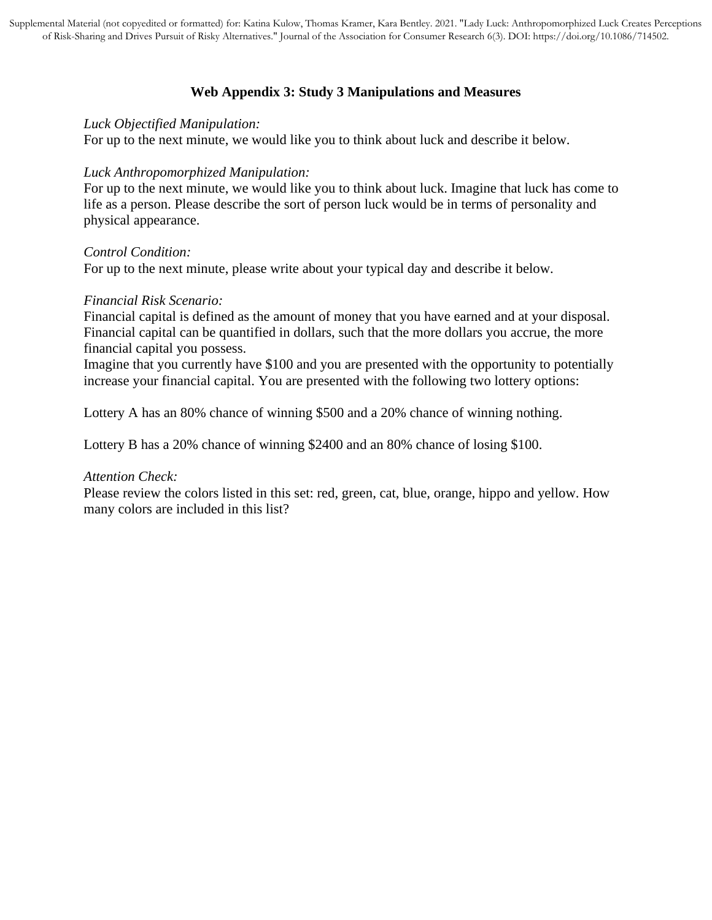### Web Appendix 3: Study 3 Manipulations and Measures

*Luck Objectified Manipulation:*
For up to the next minute, we would like you to think about luck and describe it below.

*Luck Anthropomorphized Manipulation:*
For up to the next minute, we would like you to think about luck. Imagine that luck has come to life as a person. Please describe the sort of person luck would be in terms of personality and physical appearance.

*Control Condition:*
For up to the next minute, please write about your typical day and describe it below.

*Financial Risk Scenario:*
Financial capital is defined as the amount of money that you have earned and at your disposal. Financial capital can be quantified in dollars, such that the more dollars you accrue, the more financial capital you possess.
Imagine that you currently have $100 and you are presented with the opportunity to potentially increase your financial capital. You are presented with the following two lottery options:

Lottery A has an 80% chance of winning $500 and a 20% chance of winning nothing.

Lottery B has a 20% chance of winning $2400 and an 80% chance of losing $100.

*Attention Check:*
Please review the colors listed in this set: red, green, cat, blue, orange, hippo and yellow. How many colors are included in this list?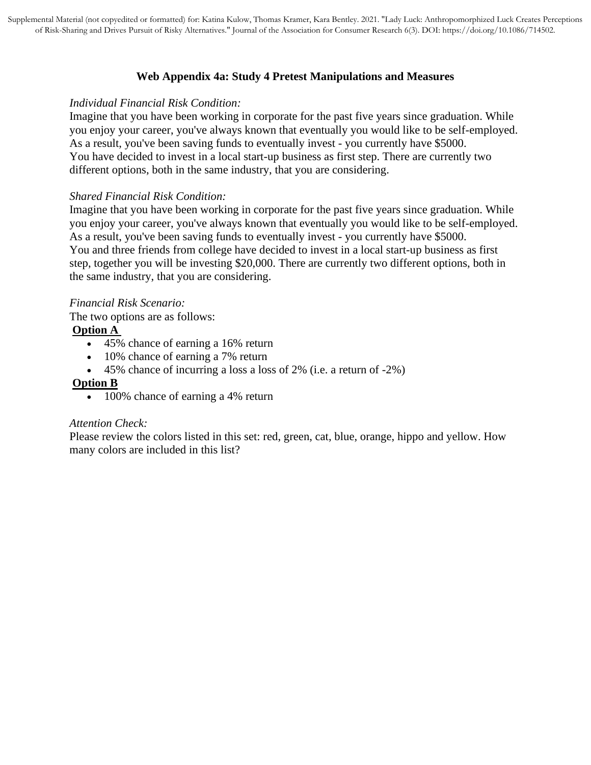## Web Appendix 4a: Study 4 Pretest Manipulations and Measures

*Individual Financial Risk Condition:*

Imagine that you have been working in corporate for the past five years since graduation. While you enjoy your career, you've always known that eventually you would like to be self-employed. As a result, you've been saving funds to eventually invest - you currently have $5000.
You have decided to invest in a local start-up business as first step. There are currently two different options, both in the same industry, that you are considering.

*Shared Financial Risk Condition:*

Imagine that you have been working in corporate for the past five years since graduation. While you enjoy your career, you've always known that eventually you would like to be self-employed. As a result, you've been saving funds to eventually invest - you currently have $5000.
You and three friends from college have decided to invest in a local start-up business as first step, together you will be investing $20,000. There are currently two different options, both in the same industry, that you are considering.

*Financial Risk Scenario:*

The two options are as follows:

**Option A**

- 45% chance of earning a 16% return
- 10% chance of earning a 7% return
- 45% chance of incurring a loss a loss of 2% (i.e. a return of -2%)

**Option B**

- 100% chance of earning a 4% return

*Attention Check:*

Please review the colors listed in this set: red, green, cat, blue, orange, hippo and yellow. How many colors are included in this list?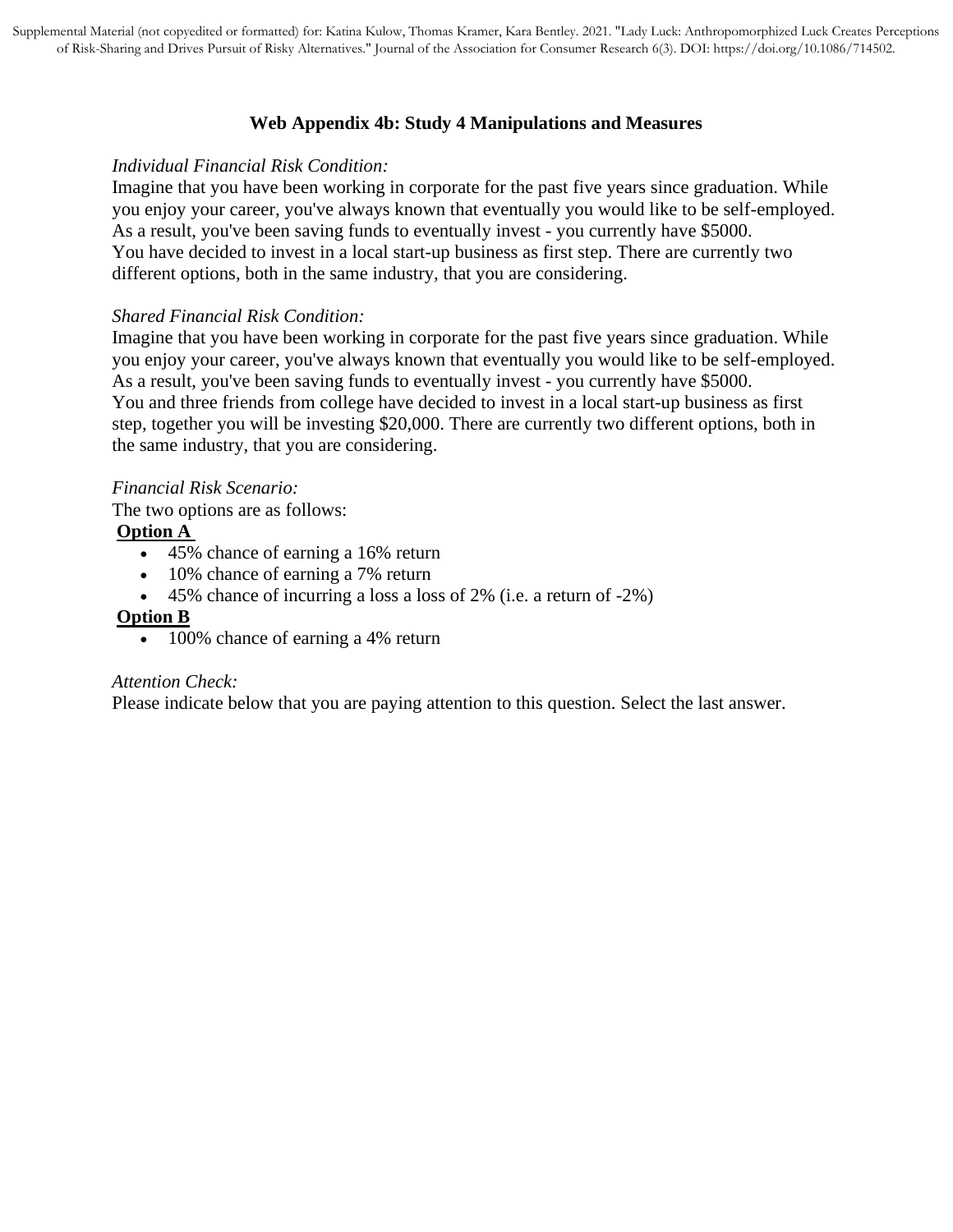### Web Appendix 4b: Study 4 Manipulations and Measures

*Individual Financial Risk Condition:*

Imagine that you have been working in corporate for the past five years since graduation. While you enjoy your career, you've always known that eventually you would like to be self-employed. As a result, you've been saving funds to eventually invest - you currently have $5000.
You have decided to invest in a local start-up business as first step. There are currently two different options, both in the same industry, that you are considering.

*Shared Financial Risk Condition:*

Imagine that you have been working in corporate for the past five years since graduation. While you enjoy your career, you've always known that eventually you would like to be self-employed. As a result, you've been saving funds to eventually invest - you currently have $5000.
You and three friends from college have decided to invest in a local start-up business as first step, together you will be investing $20,000. There are currently two different options, both in the same industry, that you are considering.

*Financial Risk Scenario:*

The two options are as follows:

**Option A**

- 45% chance of earning a 16% return
- 10% chance of earning a 7% return
- 45% chance of incurring a loss a loss of 2% (i.e. a return of -2%)

**Option B**

- 100% chance of earning a 4% return

*Attention Check:*

Please indicate below that you are paying attention to this question. Select the last answer.